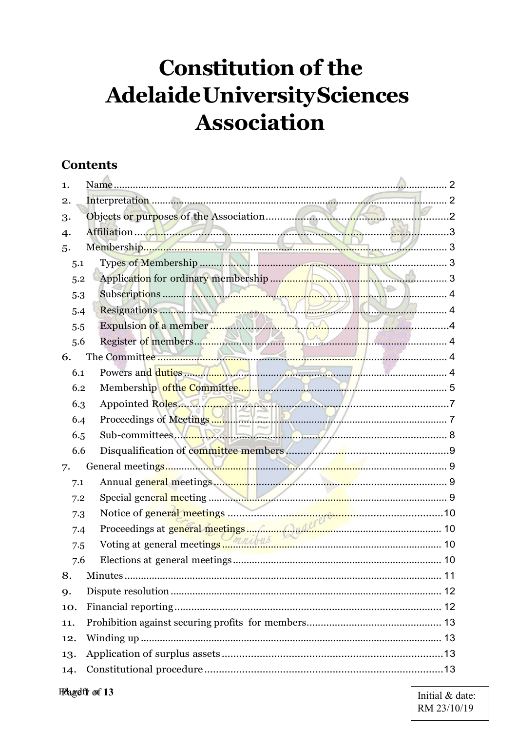# Constitution of the Adelaide University Sciences Association

## Contents

1. Name .......... 2
2. Interpretation .......... 2
3. Objects or purposes of the Association .......... 2
4. Affiliation .......... 3
5. Membership .......... 3
   - 5.1 Types of Membership .......... 3
   - 5.2 Application for ordinary membership .......... 3
   - 5.3 Subscriptions .......... 4
   - 5.4 Resignations .......... 4
   - 5.5 Expulsion of a member .......... 4
   - 5.6 Register of members .......... 4
6. The Committee .......... 4
   - 6.1 Powers and duties .......... 4
   - 6.2 Membership of the Committee .......... 5
   - 6.3 Appointed Roles .......... 7
   - 6.4 Proceedings of Meetings .......... 7
   - 6.5 Sub-committees .......... 8
   - 6.6 Disqualification of committee members .......... 9
7. General meetings .......... 9
   - 7.1 Annual general meetings .......... 9
   - 7.2 Special general meeting .......... 9
   - 7.3 Notice of general meetings .......... 10
   - 7.4 Proceedings at general meetings .......... 10
   - 7.5 Voting at general meetings .......... 10
   - 7.6 Elections at general meetings .......... 10
8. Minutes .......... 11
9. Dispute resolution .......... 12
10. Financial reporting .......... 12
11. Prohibition against securing profits for members .......... 13
12. Winding up .......... 13
13. Application of surplus assets .......... 13
14. Constitutional procedure .......... 13

Initial & date: RM 23/10/19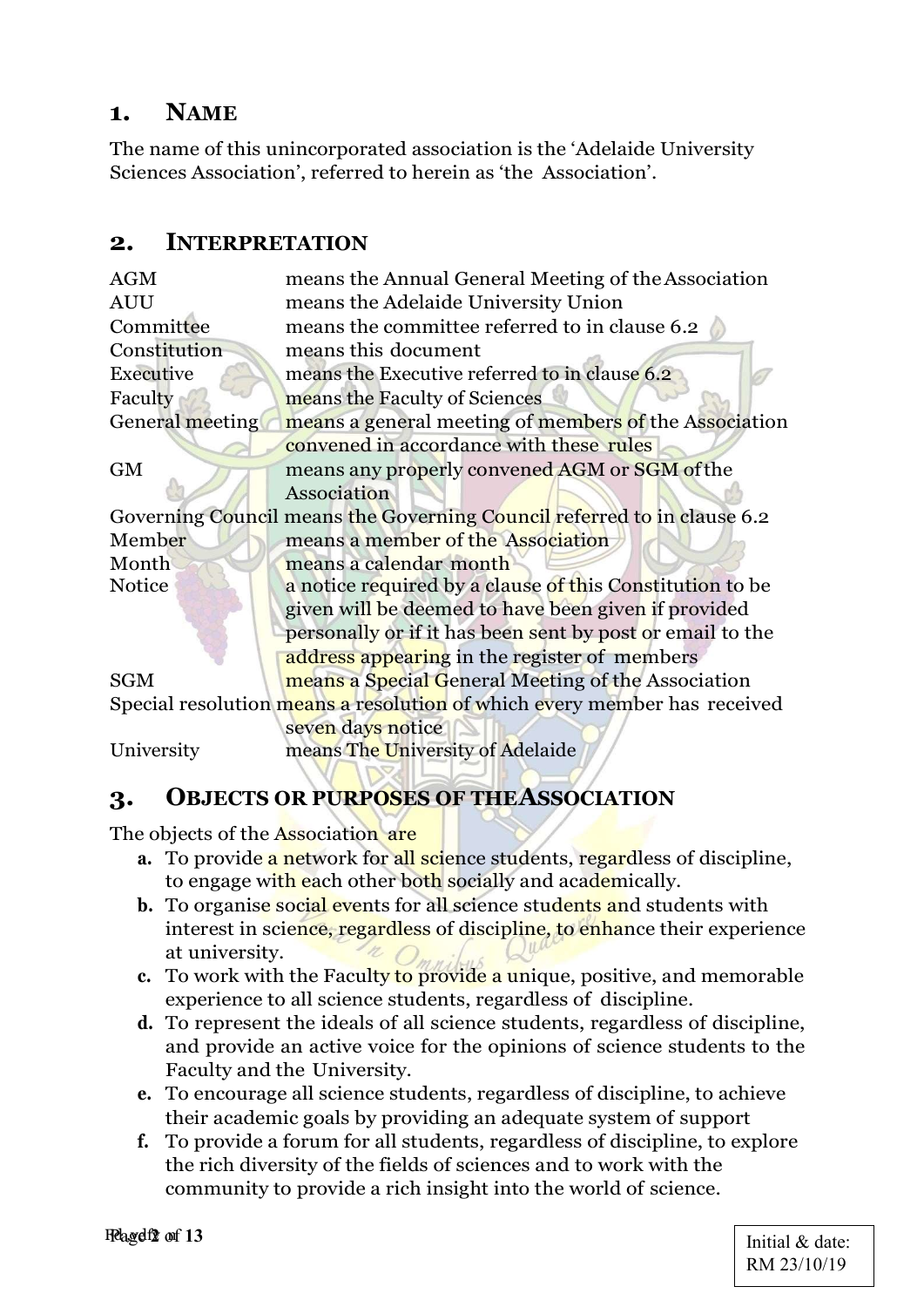## 1. NAME

The name of this unincorporated association is the 'Adelaide University Sciences Association', referred to herein as 'the Association'.

## 2. INTERPRETATION

| | |
|---|---|
| AGM | means the Annual General Meeting of the Association |
| AUU | means the Adelaide University Union |
| Committee | means the committee referred to in clause 6.2 |
| Constitution | means this document |
| Executive | means the Executive referred to in clause 6.2 |
| Faculty | means the Faculty of Sciences |
| General meeting | means a general meeting of members of the Association convened in accordance with these rules |
| GM | means any properly convened AGM or SGM of the Association |
| Governing Council | means the Governing Council referred to in clause 6.2 |
| Member | means a member of the Association |
| Month | means a calendar month |
| Notice | a notice required by a clause of this Constitution to be given will be deemed to have been given if provided personally or if it has been sent by post or email to the address appearing in the register of members |
| SGM | means a Special General Meeting of the Association |
| Special resolution | means a resolution of which every member has received seven days notice |
| University | means The University of Adelaide |

## 3. OBJECTS OR PURPOSES OF THE ASSOCIATION

The objects of the Association are

- **a.** To provide a network for all science students, regardless of discipline, to engage with each other both socially and academically.
- **b.** To organise social events for all science students and students with interest in science, regardless of discipline, to enhance their experience at university.
- **c.** To work with the Faculty to provide a unique, positive, and memorable experience to all science students, regardless of discipline.
- **d.** To represent the ideals of all science students, regardless of discipline, and provide an active voice for the opinions of science students to the Faculty and the University.
- **e.** To encourage all science students, regardless of discipline, to achieve their academic goals by providing an adequate system of support
- **f.** To provide a forum for all students, regardless of discipline, to explore the rich diversity of the fields of sciences and to work with the community to provide a rich insight into the world of science.

Initial & date: RM 23/10/19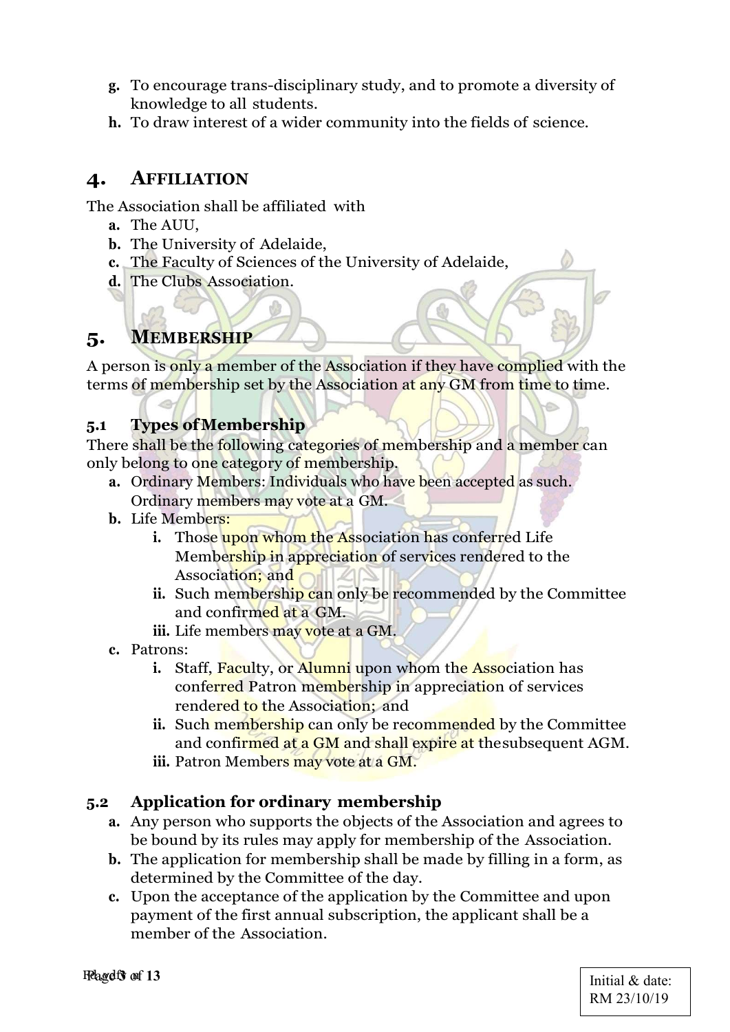- **g.** To encourage trans-disciplinary study, and to promote a diversity of knowledge to all students.
- **h.** To draw interest of a wider community into the fields of science.

# 4. AFFILIATION

The Association shall be affiliated with

- **a.** The AUU,
- **b.** The University of Adelaide,
- **c.** The Faculty of Sciences of the University of Adelaide,
- **d.** The Clubs Association.

# 5. MEMBERSHIP

A person is only a member of the Association if they have complied with the terms of membership set by the Association at any GM from time to time.

## 5.1 Types of Membership

There shall be the following categories of membership and a member can only belong to one category of membership.

- **a.** Ordinary Members: Individuals who have been accepted as such. Ordinary members may vote at a GM.
- **b.** Life Members:
  - **i.** Those upon whom the Association has conferred Life Membership in appreciation of services rendered to the Association; and
  - **ii.** Such membership can only be recommended by the Committee and confirmed at a GM.
  - **iii.** Life members may vote at a GM.
- **c.** Patrons:
  - **i.** Staff, Faculty, or Alumni upon whom the Association has conferred Patron membership in appreciation of services rendered to the Association; and
  - **ii.** Such membership can only be recommended by the Committee and confirmed at a GM and shall expire at the subsequent AGM.
  - **iii.** Patron Members may vote at a GM.

## 5.2 Application for ordinary membership

- **a.** Any person who supports the objects of the Association and agrees to be bound by its rules may apply for membership of the Association.
- **b.** The application for membership shall be made by filling in a form, as determined by the Committee of the day.
- **c.** Upon the acceptance of the application by the Committee and upon payment of the first annual subscription, the applicant shall be a member of the Association.

Initial & date:
RM 23/10/19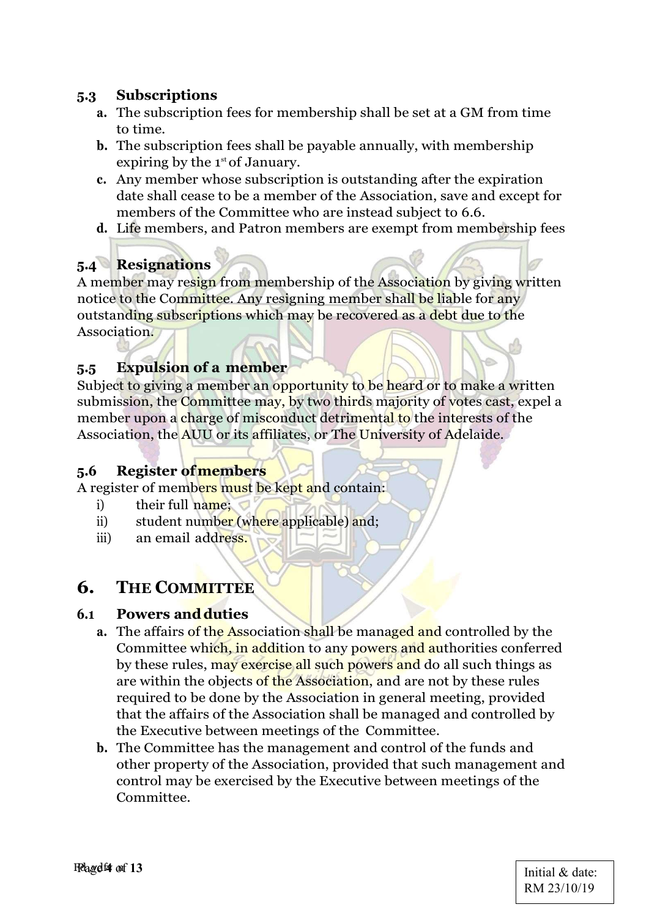### 5.3 Subscriptions

- **a.** The subscription fees for membership shall be set at a GM from time to time.
- **b.** The subscription fees shall be payable annually, with membership expiring by the 1st of January.
- **c.** Any member whose subscription is outstanding after the expiration date shall cease to be a member of the Association, save and except for members of the Committee who are instead subject to 6.6.
- **d.** Life members, and Patron members are exempt from membership fees

### 5.4 Resignations

A member may resign from membership of the Association by giving written notice to the Committee. Any resigning member shall be liable for any outstanding subscriptions which may be recovered as a debt due to the Association.

### 5.5 Expulsion of a member

Subject to giving a member an opportunity to be heard or to make a written submission, the Committee may, by two thirds majority of votes cast, expel a member upon a charge of misconduct detrimental to the interests of the Association, the AUU or its affiliates, or The University of Adelaide.

### 5.6 Register of members

A register of members must be kept and contain:

- i) their full name;
- ii) student number (where applicable) and;
- iii) an email address.

## 6. THE COMMITTEE

### 6.1 Powers and duties

- **a.** The affairs of the Association shall be managed and controlled by the Committee which, in addition to any powers and authorities conferred by these rules, may exercise all such powers and do all such things as are within the objects of the Association, and are not by these rules required to be done by the Association in general meeting, provided that the affairs of the Association shall be managed and controlled by the Executive between meetings of the Committee.
- **b.** The Committee has the management and control of the funds and other property of the Association, provided that such management and control may be exercised by the Executive between meetings of the Committee.

Initial & date:
RM 23/10/19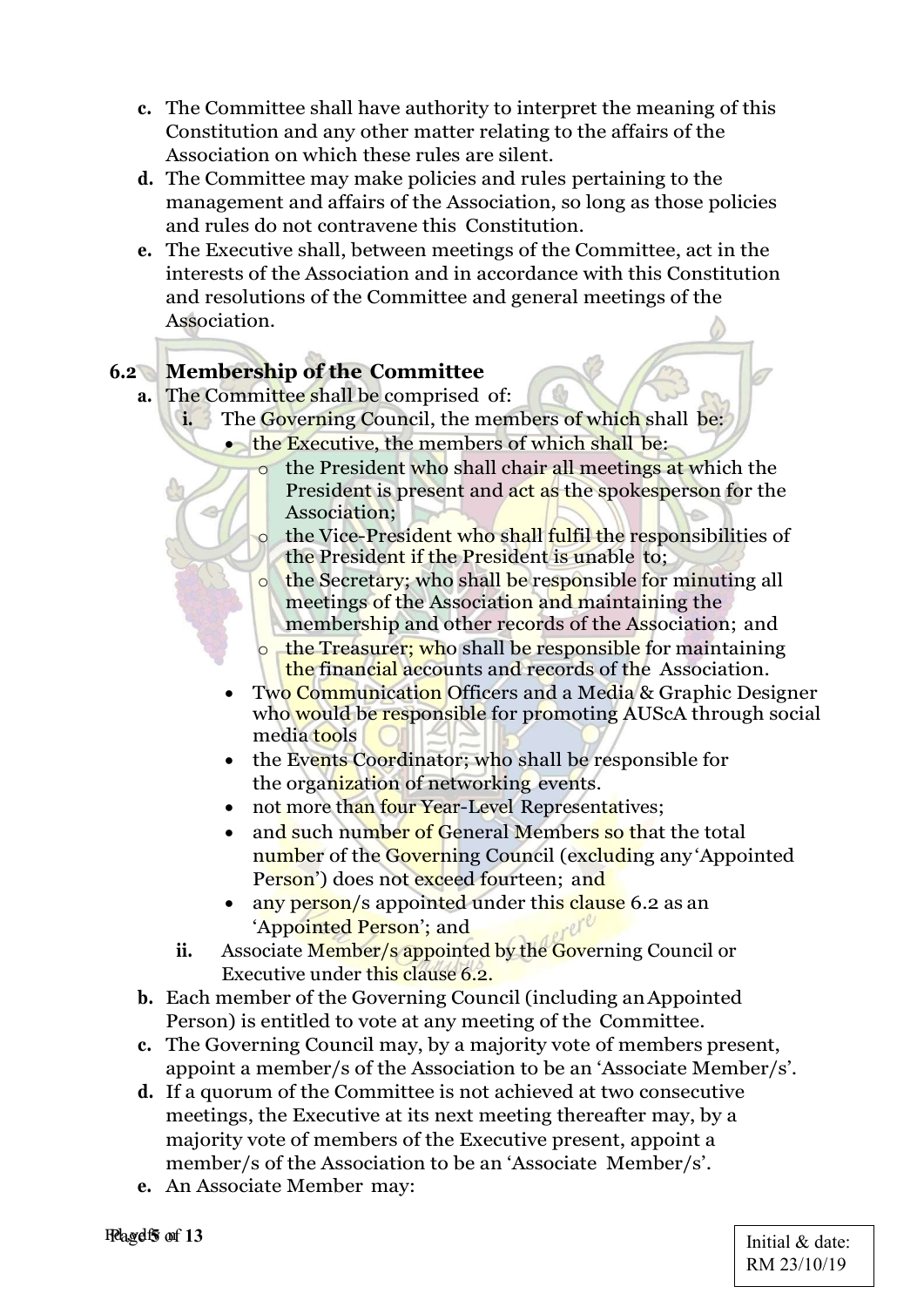**c.** The Committee shall have authority to interpret the meaning of this Constitution and any other matter relating to the affairs of the Association on which these rules are silent.

**d.** The Committee may make policies and rules pertaining to the management and affairs of the Association, so long as those policies and rules do not contravene this Constitution.

**e.** The Executive shall, between meetings of the Committee, act in the interests of the Association and in accordance with this Constitution and resolutions of the Committee and general meetings of the Association.

### 6.2 Membership of the Committee

**a.** The Committee shall be comprised of:

**i.** The Governing Council, the members of which shall be:

- the Executive, the members of which shall be:
  - the President who shall chair all meetings at which the President is present and act as the spokesperson for the Association;
  - the Vice-President who shall fulfil the responsibilities of the President if the President is unable to;
  - the Secretary; who shall be responsible for minuting all meetings of the Association and maintaining the membership and other records of the Association; and
  - the Treasurer; who shall be responsible for maintaining the financial accounts and records of the Association.
- Two Communication Officers and a Media & Graphic Designer who would be responsible for promoting AUScA through social media tools
- the Events Coordinator; who shall be responsible for the organization of networking events.
- not more than four Year-Level Representatives;
- and such number of General Members so that the total number of the Governing Council (excluding any 'Appointed Person') does not exceed fourteen; and
- any person/s appointed under this clause 6.2 as an 'Appointed Person'; and

**ii.** Associate Member/s appointed by the Governing Council or Executive under this clause 6.2.

**b.** Each member of the Governing Council (including an Appointed Person) is entitled to vote at any meeting of the Committee.

**c.** The Governing Council may, by a majority vote of members present, appoint a member/s of the Association to be an 'Associate Member/s'.

**d.** If a quorum of the Committee is not achieved at two consecutive meetings, the Executive at its next meeting thereafter may, by a majority vote of members of the Executive present, appoint a member/s of the Association to be an 'Associate Member/s'.

**e.** An Associate Member may:

Initial & date:
RM 23/10/19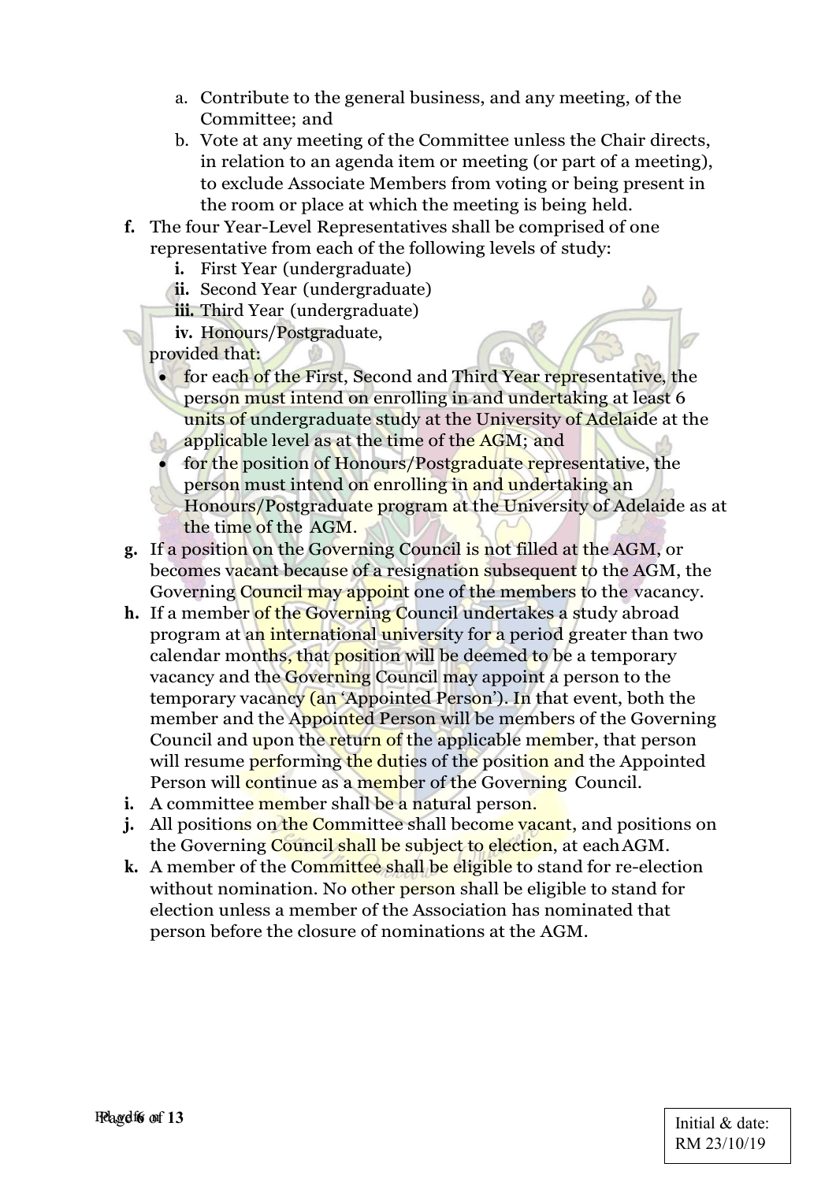a. Contribute to the general business, and any meeting, of the Committee; and
b. Vote at any meeting of the Committee unless the Chair directs, in relation to an agenda item or meeting (or part of a meeting), to exclude Associate Members from voting or being present in the room or place at which the meeting is being held.

**f.** The four Year-Level Representatives shall be comprised of one representative from each of the following levels of study:

**i.** First Year (undergraduate)
**ii.** Second Year (undergraduate)
**iii.** Third Year (undergraduate)
**iv.** Honours/Postgraduate,

provided that:

- for each of the First, Second and Third Year representative, the person must intend on enrolling in and undertaking at least 6 units of undergraduate study at the University of Adelaide at the applicable level as at the time of the AGM; and
- for the position of Honours/Postgraduate representative, the person must intend on enrolling in and undertaking an Honours/Postgraduate program at the University of Adelaide as at the time of the AGM.

**g.** If a position on the Governing Council is not filled at the AGM, or becomes vacant because of a resignation subsequent to the AGM, the Governing Council may appoint one of the members to the vacancy.

**h.** If a member of the Governing Council undertakes a study abroad program at an international university for a period greater than two calendar months, that position will be deemed to be a temporary vacancy and the Governing Council may appoint a person to the temporary vacancy (an 'Appointed Person'). In that event, both the member and the Appointed Person will be members of the Governing Council and upon the return of the applicable member, that person will resume performing the duties of the position and the Appointed Person will continue as a member of the Governing Council.

**i.** A committee member shall be a natural person.

**j.** All positions on the Committee shall become vacant, and positions on the Governing Council shall be subject to election, at each AGM.

**k.** A member of the Committee shall be eligible to stand for re-election without nomination. No other person shall be eligible to stand for election unless a member of the Association has nominated that person before the closure of nominations at the AGM.

Initial & date:
RM 23/10/19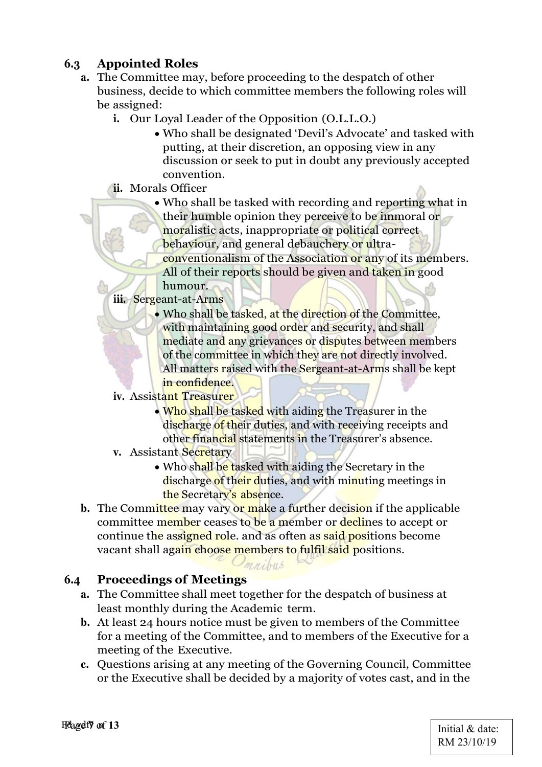### 6.3 Appointed Roles

**a.** The Committee may, before proceeding to the despatch of other business, decide to which committee members the following roles will be assigned:

   **i.** Our Loyal Leader of the Opposition (O.L.L.O.)
   - Who shall be designated 'Devil's Advocate' and tasked with putting, at their discretion, an opposing view in any discussion or seek to put in doubt any previously accepted convention.

   **ii.** Morals Officer
   - Who shall be tasked with recording and reporting what in their humble opinion they perceive to be immoral or moralistic acts, inappropriate or political correct behaviour, and general debauchery or ultra-conventionalism of the Association or any of its members. All of their reports should be given and taken in good humour.

   **iii.** Sergeant-at-Arms
   - Who shall be tasked, at the direction of the Committee, with maintaining good order and security, and shall mediate and any grievances or disputes between members of the committee in which they are not directly involved. All matters raised with the Sergeant-at-Arms shall be kept in confidence.

   **iv.** Assistant Treasurer
   - Who shall be tasked with aiding the Treasurer in the discharge of their duties, and with receiving receipts and other financial statements in the Treasurer's absence.

   **v.** Assistant Secretary
   - Who shall be tasked with aiding the Secretary in the discharge of their duties, and with minuting meetings in the Secretary's absence.

**b.** The Committee may vary or make a further decision if the applicable committee member ceases to be a member or declines to accept or continue the assigned role. and as often as said positions become vacant shall again choose members to fulfil said positions.

### 6.4 Proceedings of Meetings

**a.** The Committee shall meet together for the despatch of business at least monthly during the Academic term.

**b.** At least 24 hours notice must be given to members of the Committee for a meeting of the Committee, and to members of the Executive for a meeting of the Executive.

**c.** Questions arising at any meeting of the Governing Council, Committee or the Executive shall be decided by a majority of votes cast, and in the

Initial & date: RM 23/10/19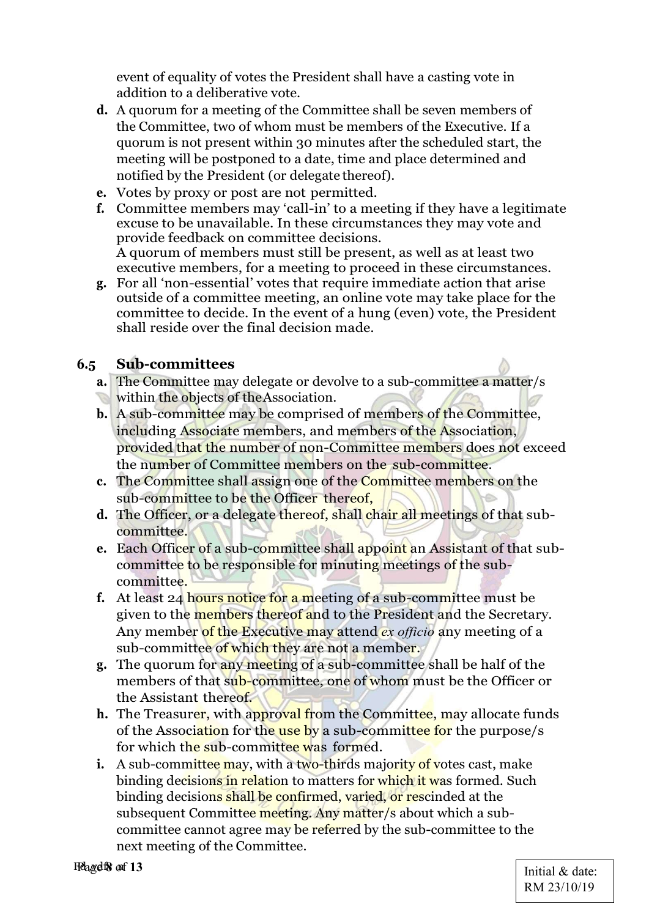event of equality of votes the President shall have a casting vote in addition to a deliberative vote.

**d.** A quorum for a meeting of the Committee shall be seven members of the Committee, two of whom must be members of the Executive. If a quorum is not present within 30 minutes after the scheduled start, the meeting will be postponed to a date, time and place determined and notified by the President (or delegate thereof).

**e.** Votes by proxy or post are not permitted.

**f.** Committee members may 'call-in' to a meeting if they have a legitimate excuse to be unavailable. In these circumstances they may vote and provide feedback on committee decisions.
A quorum of members must still be present, as well as at least two executive members, for a meeting to proceed in these circumstances.

**g.** For all 'non-essential' votes that require immediate action that arise outside of a committee meeting, an online vote may take place for the committee to decide. In the event of a hung (even) vote, the President shall reside over the final decision made.

### 6.5 Sub-committees

**a.** The Committee may delegate or devolve to a sub-committee a matter/s within the objects of the Association.

**b.** A sub-committee may be comprised of members of the Committee, including Associate members, and members of the Association, provided that the number of non-Committee members does not exceed the number of Committee members on the sub-committee.

**c.** The Committee shall assign one of the Committee members on the sub-committee to be the Officer thereof,

**d.** The Officer, or a delegate thereof, shall chair all meetings of that sub-committee.

**e.** Each Officer of a sub-committee shall appoint an Assistant of that sub-committee to be responsible for minuting meetings of the sub-committee.

**f.** At least 24 hours notice for a meeting of a sub-committee must be given to the members thereof and to the President and the Secretary. Any member of the Executive may attend *ex officio* any meeting of a sub-committee of which they are not a member.

**g.** The quorum for any meeting of a sub-committee shall be half of the members of that sub-committee, one of whom must be the Officer or the Assistant thereof.

**h.** The Treasurer, with approval from the Committee, may allocate funds of the Association for the use by a sub-committee for the purpose/s for which the sub-committee was formed.

**i.** A sub-committee may, with a two-thirds majority of votes cast, make binding decisions in relation to matters for which it was formed. Such binding decisions shall be confirmed, varied, or rescinded at the subsequent Committee meeting. Any matter/s about which a sub-committee cannot agree may be referred by the sub-committee to the next meeting of the Committee.

Initial & date: RM 23/10/19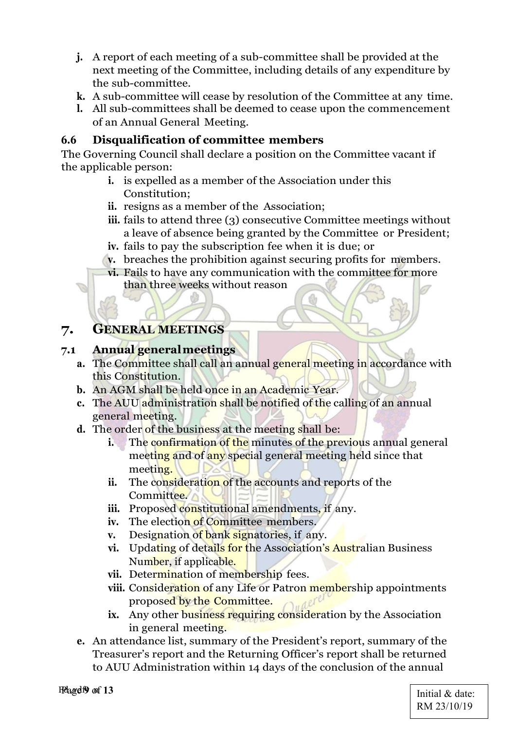j. A report of each meeting of a sub-committee shall be provided at the next meeting of the Committee, including details of any expenditure by the sub-committee.
k. A sub-committee will cease by resolution of the Committee at any time.
l. All sub-committees shall be deemed to cease upon the commencement of an Annual General Meeting.

### 6.6 Disqualification of committee members

The Governing Council shall declare a position on the Committee vacant if the applicable person:

i. is expelled as a member of the Association under this Constitution;
ii. resigns as a member of the Association;
iii. fails to attend three (3) consecutive Committee meetings without a leave of absence being granted by the Committee or President;
iv. fails to pay the subscription fee when it is due; or
v. breaches the prohibition against securing profits for members.
vi. Fails to have any communication with the committee for more than three weeks without reason

## 7. General Meetings

### 7.1 Annual general meetings

a. The Committee shall call an annual general meeting in accordance with this Constitution.
b. An AGM shall be held once in an Academic Year.
c. The AUU administration shall be notified of the calling of an annual general meeting.
d. The order of the business at the meeting shall be:
   i. The confirmation of the minutes of the previous annual general meeting and of any special general meeting held since that meeting.
   ii. The consideration of the accounts and reports of the Committee.
   iii. Proposed constitutional amendments, if any.
   iv. The election of Committee members.
   v. Designation of bank signatories, if any.
   vi. Updating of details for the Association's Australian Business Number, if applicable.
   vii. Determination of membership fees.
   viii. Consideration of any Life or Patron membership appointments proposed by the Committee.
   ix. Any other business requiring consideration by the Association in general meeting.
e. An attendance list, summary of the President's report, summary of the Treasurer's report and the Returning Officer's report shall be returned to AUU Administration within 14 days of the conclusion of the annual

Initial & date: RM 23/10/19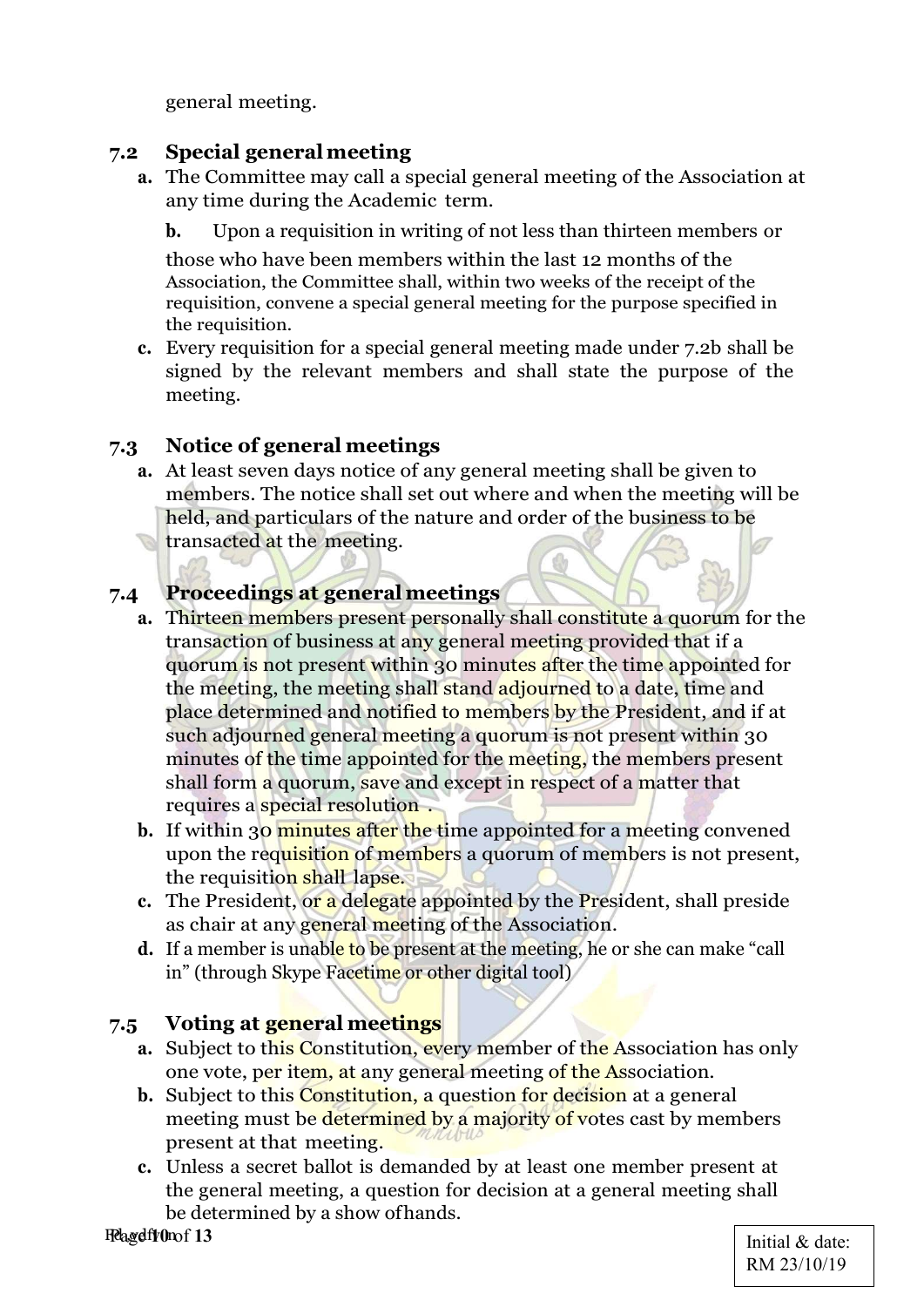general meeting.

### 7.2 Special general meeting

**a.** The Committee may call a special general meeting of the Association at any time during the Academic term.

**b.** Upon a requisition in writing of not less than thirteen members or those who have been members within the last 12 months of the Association, the Committee shall, within two weeks of the receipt of the requisition, convene a special general meeting for the purpose specified in the requisition.

**c.** Every requisition for a special general meeting made under 7.2b shall be signed by the relevant members and shall state the purpose of the meeting.

### 7.3 Notice of general meetings

**a.** At least seven days notice of any general meeting shall be given to members. The notice shall set out where and when the meeting will be held, and particulars of the nature and order of the business to be transacted at the meeting.

### 7.4 Proceedings at general meetings

**a.** Thirteen members present personally shall constitute a quorum for the transaction of business at any general meeting provided that if a quorum is not present within 30 minutes after the time appointed for the meeting, the meeting shall stand adjourned to a date, time and place determined and notified to members by the President, and if at such adjourned general meeting a quorum is not present within 30 minutes of the time appointed for the meeting, the members present shall form a quorum, save and except in respect of a matter that requires a special resolution .

**b.** If within 30 minutes after the time appointed for a meeting convened upon the requisition of members a quorum of members is not present, the requisition shall lapse.

**c.** The President, or a delegate appointed by the President, shall preside as chair at any general meeting of the Association.

**d.** If a member is unable to be present at the meeting, he or she can make "call in" (through Skype Facetime or other digital tool)

### 7.5 Voting at general meetings

**a.** Subject to this Constitution, every member of the Association has only one vote, per item, at any general meeting of the Association.

**b.** Subject to this Constitution, a question for decision at a general meeting must be determined by a majority of votes cast by members present at that meeting.

**c.** Unless a secret ballot is demanded by at least one member present at the general meeting, a question for decision at a general meeting shall be determined by a show of hands.

Initial & date:
RM 23/10/19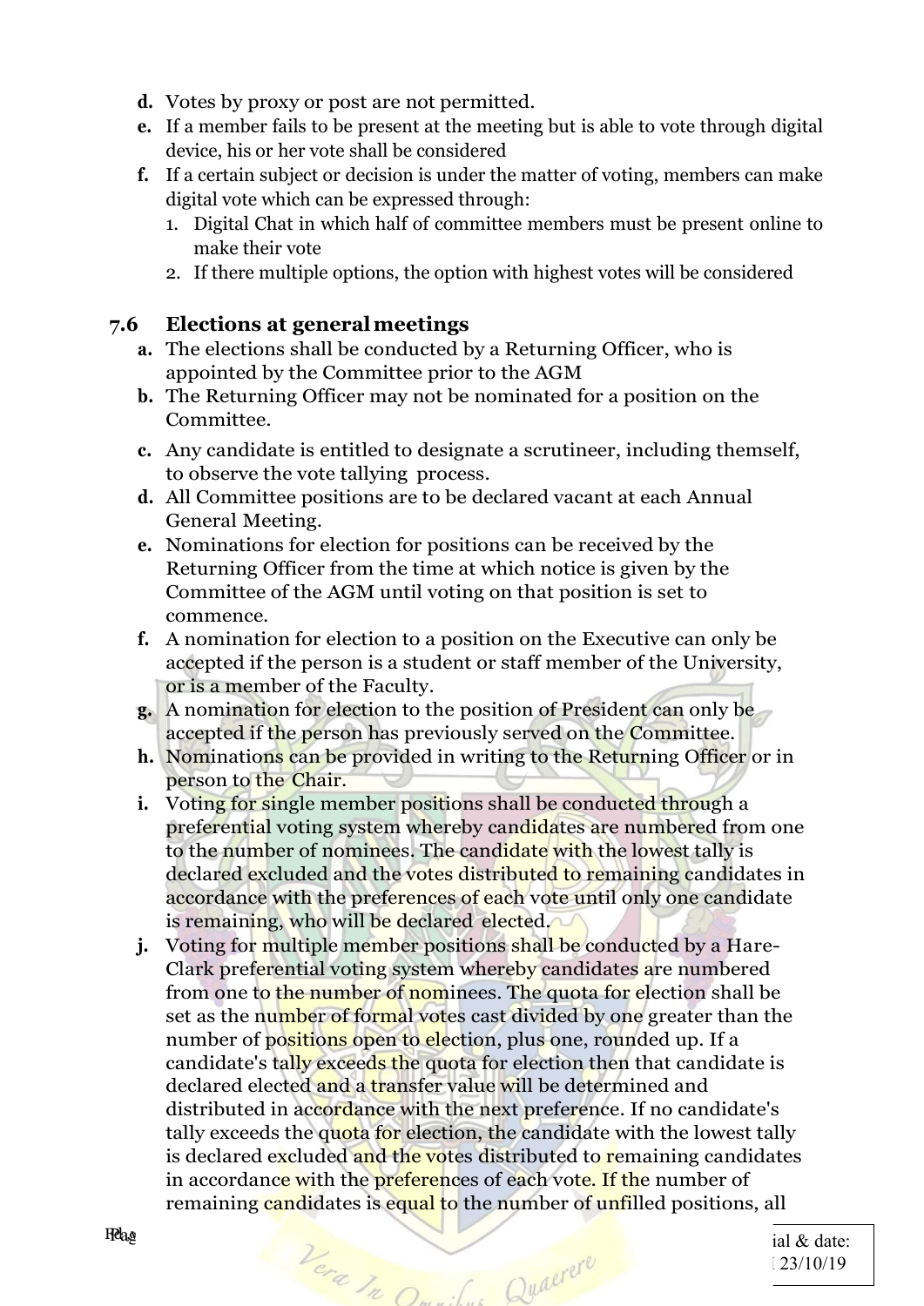d. Votes by proxy or post are not permitted.
e. If a member fails to be present at the meeting but is able to vote through digital device, his or her vote shall be considered
f. If a certain subject or decision is under the matter of voting, members can make digital vote which can be expressed through:
   1. Digital Chat in which half of committee members must be present online to make their vote
   2. If there multiple options, the option with highest votes will be considered

### 7.6 Elections at general meetings

a. The elections shall be conducted by a Returning Officer, who is appointed by the Committee prior to the AGM
b. The Returning Officer may not be nominated for a position on the Committee.
c. Any candidate is entitled to designate a scrutineer, including themself, to observe the vote tallying process.
d. All Committee positions are to be declared vacant at each Annual General Meeting.
e. Nominations for election for positions can be received by the Returning Officer from the time at which notice is given by the Committee of the AGM until voting on that position is set to commence.
f. A nomination for election to a position on the Executive can only be accepted if the person is a student or staff member of the University, or is a member of the Faculty.
g. A nomination for election to the position of President can only be accepted if the person has previously served on the Committee.
h. Nominations can be provided in writing to the Returning Officer or in person to the Chair.
i. Voting for single member positions shall be conducted through a preferential voting system whereby candidates are numbered from one to the number of nominees. The candidate with the lowest tally is declared excluded and the votes distributed to remaining candidates in accordance with the preferences of each vote until only one candidate is remaining, who will be declared elected.
j. Voting for multiple member positions shall be conducted by a Hare-Clark preferential voting system whereby candidates are numbered from one to the number of nominees. The quota for election shall be set as the number of formal votes cast divided by one greater than the number of positions open to election, plus one, rounded up. If a candidate's tally exceeds the quota for election then that candidate is declared elected and a transfer value will be determined and distributed in accordance with the next preference. If no candidate's tally exceeds the quota for election, the candidate with the lowest tally is declared excluded and the votes distributed to remaining candidates in accordance with the preferences of each vote. If the number of remaining candidates is equal to the number of unfilled positions, all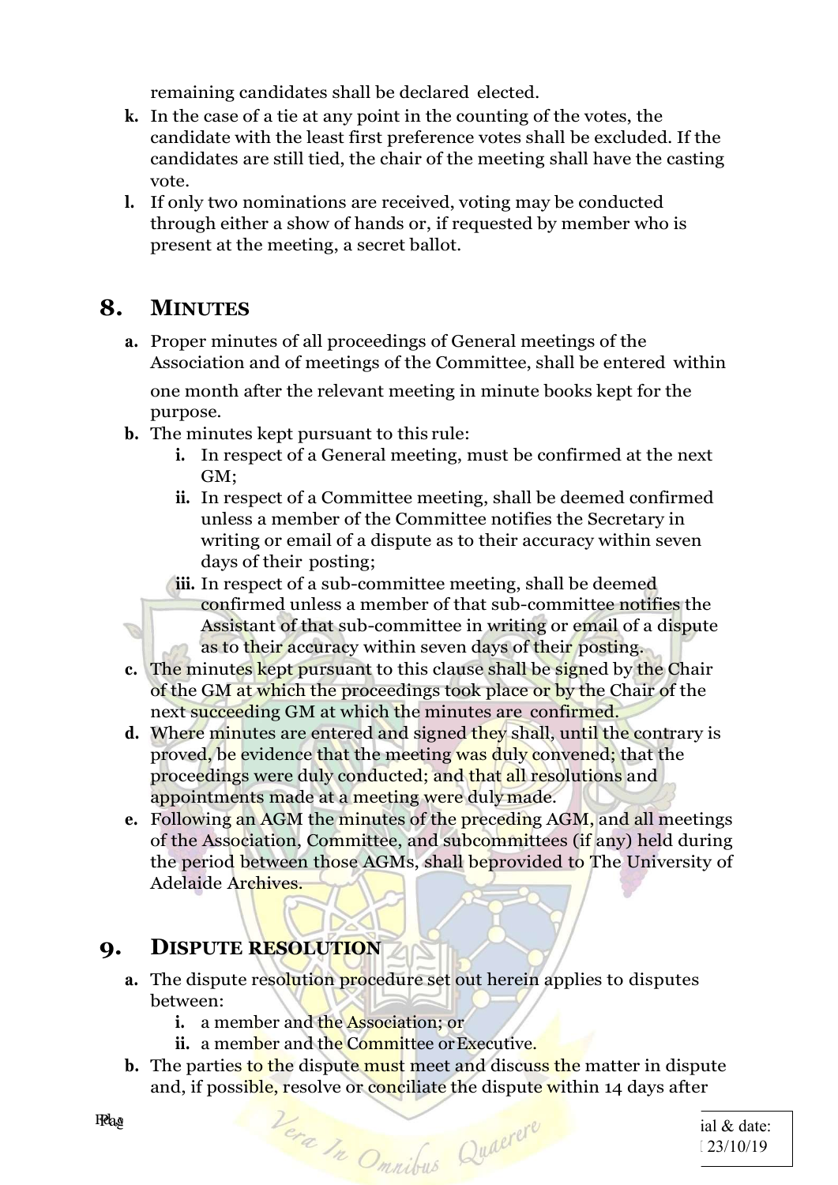remaining candidates shall be declared elected.

- **k.** In the case of a tie at any point in the counting of the votes, the candidate with the least first preference votes shall be excluded. If the candidates are still tied, the chair of the meeting shall have the casting vote.
- **l.** If only two nominations are received, voting may be conducted through either a show of hands or, if requested by member who is present at the meeting, a secret ballot.

## 8. MINUTES

- **a.** Proper minutes of all proceedings of General meetings of the Association and of meetings of the Committee, shall be entered within one month after the relevant meeting in minute books kept for the purpose.
- **b.** The minutes kept pursuant to this rule:
  - **i.** In respect of a General meeting, must be confirmed at the next GM;
  - **ii.** In respect of a Committee meeting, shall be deemed confirmed unless a member of the Committee notifies the Secretary in writing or email of a dispute as to their accuracy within seven days of their posting;
  - **iii.** In respect of a sub-committee meeting, shall be deemed confirmed unless a member of that sub-committee notifies the Assistant of that sub-committee in writing or email of a dispute as to their accuracy within seven days of their posting.
- **c.** The minutes kept pursuant to this clause shall be signed by the Chair of the GM at which the proceedings took place or by the Chair of the next succeeding GM at which the minutes are confirmed.
- **d.** Where minutes are entered and signed they shall, until the contrary is proved, be evidence that the meeting was duly convened; that the proceedings were duly conducted; and that all resolutions and appointments made at a meeting were duly made.
- **e.** Following an AGM the minutes of the preceding AGM, and all meetings of the Association, Committee, and subcommittees (if any) held during the period between those AGMs, shall beprovided to The University of Adelaide Archives.

## 9. DISPUTE RESOLUTION

- **a.** The dispute resolution procedure set out herein applies to disputes between:
  - **i.** a member and the Association; or
  - **ii.** a member and the Committee or Executive.
- **b.** The parties to the dispute must meet and discuss the matter in dispute and, if possible, resolve or conciliate the dispute within 14 days after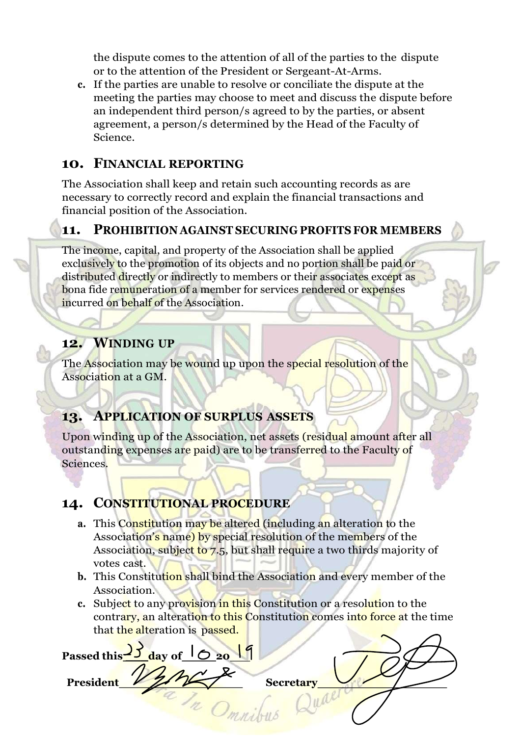the dispute comes to the attention of all of the parties to the dispute or to the attention of the President or Sergeant-At-Arms.

c. If the parties are unable to resolve or conciliate the dispute at the meeting the parties may choose to meet and discuss the dispute before an independent third person/s agreed to by the parties, or absent agreement, a person/s determined by the Head of the Faculty of Science.

## 10. FINANCIAL REPORTING

The Association shall keep and retain such accounting records as are necessary to correctly record and explain the financial transactions and financial position of the Association.

## 11. PROHIBITION AGAINST SECURING PROFITS FOR MEMBERS

The income, capital, and property of the Association shall be applied exclusively to the promotion of its objects and no portion shall be paid or distributed directly or indirectly to members or their associates except as bona fide remuneration of a member for services rendered or expenses incurred on behalf of the Association.

## 12. WINDING UP

The Association may be wound up upon the special resolution of the Association at a GM.

## 13. APPLICATION OF SURPLUS ASSETS

Upon winding up of the Association, net assets (residual amount after all outstanding expenses are paid) are to be transferred to the Faculty of Sciences.

## 14. CONSTITUTIONAL PROCEDURE

a. This Constitution may be altered (including an alteration to the Association's name) by special resolution of the members of the Association, subject to 7.5, but shall require a two thirds majority of votes cast.

b. This Constitution shall bind the Association and every member of the Association.

c. Subject to any provision in this Constitution or a resolution to the contrary, an alteration to this Constitution comes into force at the time that the alteration is passed.

**Passed this** 23 **day of** 10 **20** 19

**President** [signature] **Secretary** [signature]